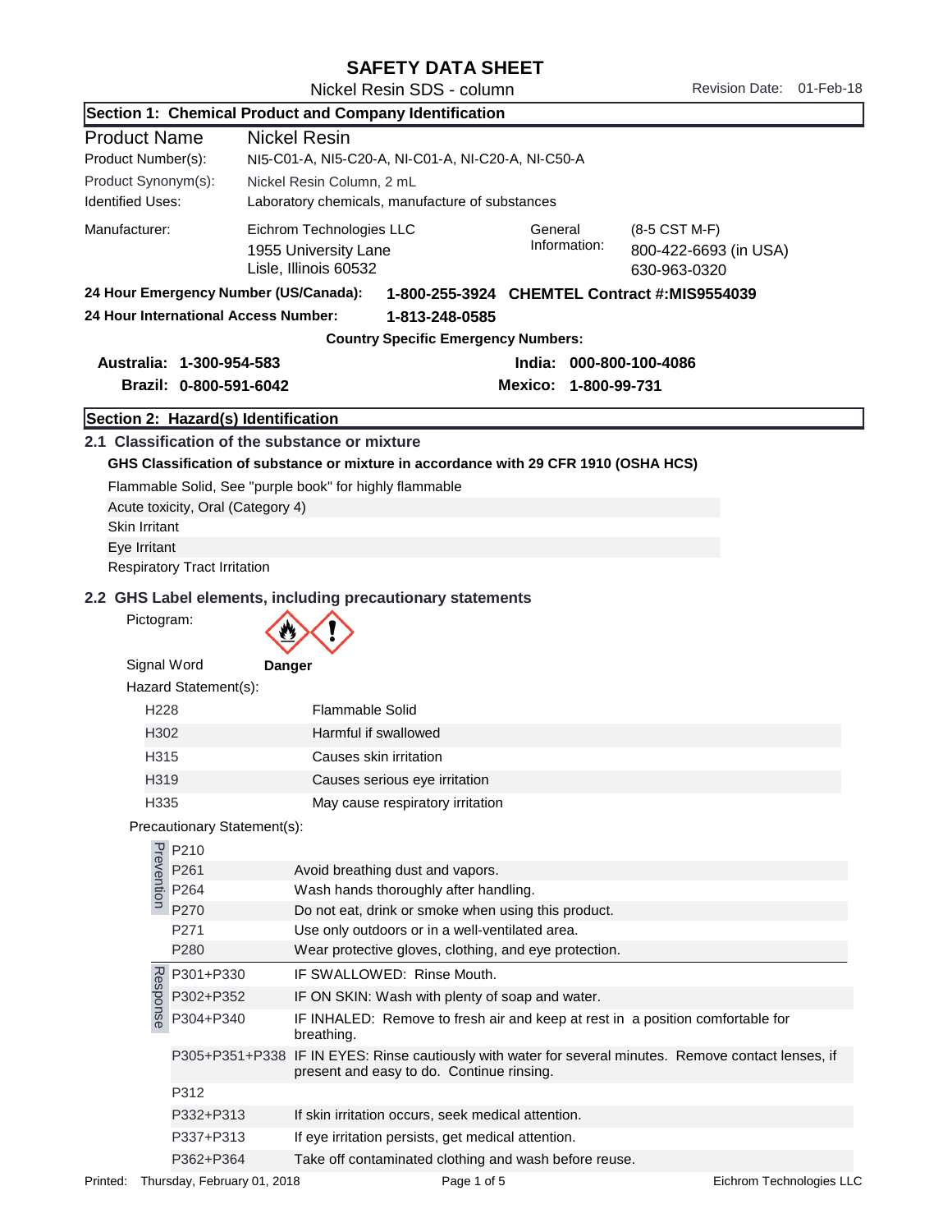# SAFETY DATA SHEET

Nickel Resin SDS - column

Revision Date: 01-Feb-18

## Section 1: Chemical Product and Company Identification

| | |
|---|---|
| Product Name | Nickel Resin |
| Product Number(s): | NI5-C01-A, NI5-C20-A, NI-C01-A, NI-C20-A, NI-C50-A |
| Product Synonym(s): | Nickel Resin Column, 2 mL |
| Identified Uses: | Laboratory chemicals, manufacture of substances |

Manufacturer: Eichrom Technologies LLC
1955 University Lane
Lisle, Illinois 60532

General Information: (8-5 CST M-F)
800-422-6693 (in USA)
630-963-0320

**24 Hour Emergency Number (US/Canada): 1-800-255-3924 CHEMTEL Contract #:MIS9554039**

**24 Hour International Access Number: 1-813-248-0585**

**Country Specific Emergency Numbers:**

**Australia: 1-300-954-583**
**Brazil: 0-800-591-6042**
**India: 000-800-100-4086**
**Mexico: 1-800-99-731**

## Section 2: Hazard(s) Identification

### 2.1 Classification of the substance or mixture

**GHS Classification of substance or mixture in accordance with 29 CFR 1910 (OSHA HCS)**

Flammable Solid, See "purple book" for highly flammable
Acute toxicity, Oral (Category 4)
Skin Irritant
Eye Irritant
Respiratory Tract Irritation

### 2.2 GHS Label elements, including precautionary statements

Pictogram:

Signal Word **Danger**

Hazard Statement(s):

| | |
|---|---|
| H228 | Flammable Solid |
| H302 | Harmful if swallowed |
| H315 | Causes skin irritation |
| H319 | Causes serious eye irritation |
| H335 | May cause respiratory irritation |

Precautionary Statement(s):

| | | |
|---|---|---|
| Prevention | P210 | |
| | P261 | Avoid breathing dust and vapors. |
| | P264 | Wash hands thoroughly after handling. |
| | P270 | Do not eat, drink or smoke when using this product. |
| | P271 | Use only outdoors or in a well-ventilated area. |
| | P280 | Wear protective gloves, clothing, and eye protection. |
| Response | P301+P330 | IF SWALLOWED: Rinse Mouth. |
| | P302+P352 | IF ON SKIN: Wash with plenty of soap and water. |
| | P304+P340 | IF INHALED: Remove to fresh air and keep at rest in a position comfortable for breathing. |
| | P305+P351+P338 | IF IN EYES: Rinse cautiously with water for several minutes. Remove contact lenses, if present and easy to do. Continue rinsing. |
| | P312 | |
| | P332+P313 | If skin irritation occurs, seek medical attention. |
| | P337+P313 | If eye irritation persists, get medical attention. |
| | P362+P364 | Take off contaminated clothing and wash before reuse. |

Printed: Thursday, February 01, 2018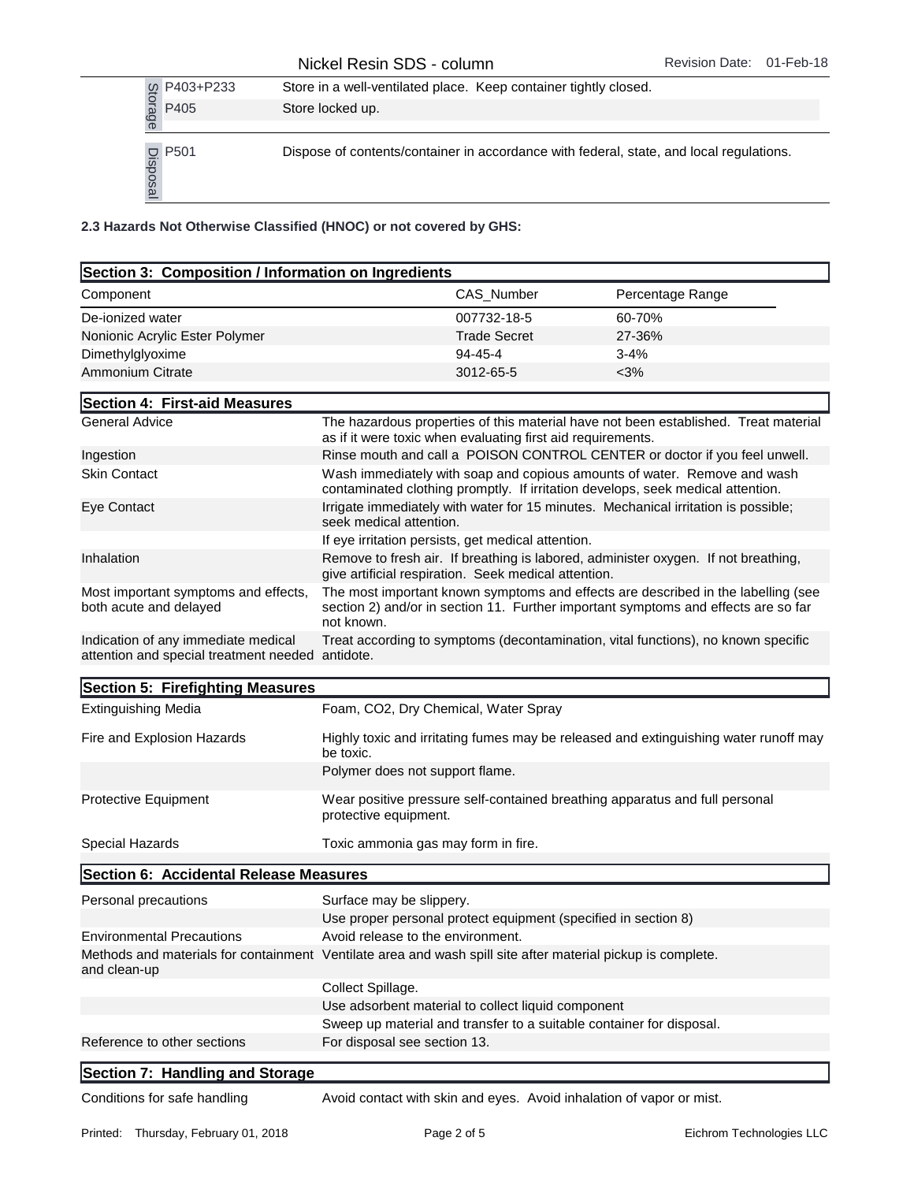| | | |
|---|---|---|
| Storage | P403+P233 | Store in a well-ventilated place. Keep container tightly closed. |
| | P405 | Store locked up. |
| Disposal | P501 | Dispose of contents/container in accordance with federal, state, and local regulations. |

**2.3 Hazards Not Otherwise Classified (HNOC) or not covered by GHS:**

## Section 3: Composition / Information on Ingredients

| Component | CAS_Number | Percentage Range |
|---|---|---|
| De-ionized water | 007732-18-5 | 60-70% |
| Nonionic Acrylic Ester Polymer | Trade Secret | 27-36% |
| Dimethylglyoxime | 94-45-4 | 3-4% |
| Ammonium Citrate | 3012-65-5 | <3% |

## Section 4: First-aid Measures

| | |
|---|---|
| General Advice | The hazardous properties of this material have not been established. Treat material as if it were toxic when evaluating first aid requirements. |
| Ingestion | Rinse mouth and call a POISON CONTROL CENTER or doctor if you feel unwell. |
| Skin Contact | Wash immediately with soap and copious amounts of water. Remove and wash contaminated clothing promptly. If irritation develops, seek medical attention. |
| Eye Contact | Irrigate immediately with water for 15 minutes. Mechanical irritation is possible; seek medical attention. |
| | If eye irritation persists, get medical attention. |
| Inhalation | Remove to fresh air. If breathing is labored, administer oxygen. If not breathing, give artificial respiration. Seek medical attention. |
| Most important symptoms and effects, both acute and delayed | The most important known symptoms and effects are described in the labelling (see section 2) and/or in section 11. Further important symptoms and effects are so far not known. |
| Indication of any immediate medical attention and special treatment needed | Treat according to symptoms (decontamination, vital functions), no known specific antidote. |

## Section 5: Firefighting Measures

| | |
|---|---|
| Extinguishing Media | Foam, CO2, Dry Chemical, Water Spray |
| Fire and Explosion Hazards | Highly toxic and irritating fumes may be released and extinguishing water runoff may be toxic. |
| | Polymer does not support flame. |
| Protective Equipment | Wear positive pressure self-contained breathing apparatus and full personal protective equipment. |
| Special Hazards | Toxic ammonia gas may form in fire. |

## Section 6: Accidental Release Measures

| | |
|---|---|
| Personal precautions | Surface may be slippery. |
| | Use proper personal protect equipment (specified in section 8) |
| Environmental Precautions | Avoid release to the environment. |
| Methods and materials for containment and clean-up | Ventilate area and wash spill site after material pickup is complete. |
| | Collect Spillage. |
| | Use adsorbent material to collect liquid component |
| | Sweep up material and transfer to a suitable container for disposal. |
| Reference to other sections | For disposal see section 13. |

## Section 7: Handling and Storage

| | |
|---|---|
| Conditions for safe handling | Avoid contact with skin and eyes. Avoid inhalation of vapor or mist. |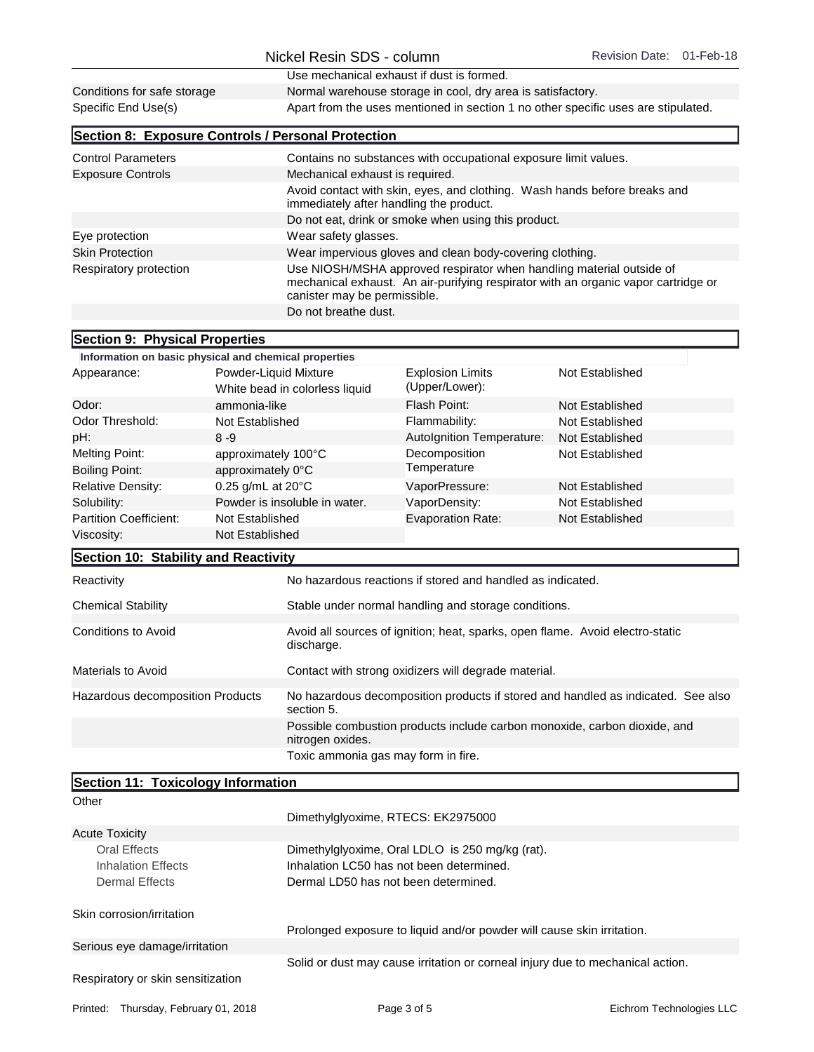| | |
|---|---|
| | Use mechanical exhaust if dust is formed. |
| Conditions for safe storage | Normal warehouse storage in cool, dry area is satisfactory. |
| Specific End Use(s) | Apart from the uses mentioned in section 1 no other specific uses are stipulated. |

## Section 8: Exposure Controls / Personal Protection

| | |
|---|---|
| Control Parameters | Contains no substances with occupational exposure limit values. |
| Exposure Controls | Mechanical exhaust is required. |
| | Avoid contact with skin, eyes, and clothing. Wash hands before breaks and immediately after handling the product. |
| | Do not eat, drink or smoke when using this product. |
| Eye protection | Wear safety glasses. |
| Skin Protection | Wear impervious gloves and clean body-covering clothing. |
| Respiratory protection | Use NIOSH/MSHA approved respirator when handling material outside of mechanical exhaust. An air-purifying respirator with an organic vapor cartridge or canister may be permissible. |
| | Do not breathe dust. |

## Section 9: Physical Properties

**Information on basic physical and chemical properties**

| | | | |
|---|---|---|---|
| Appearance: | Powder-Liquid Mixture White bead in colorless liquid | Explosion Limits (Upper/Lower): | Not Established |
| Odor: | ammonia-like | Flash Point: | Not Established |
| Odor Threshold: | Not Established | Flammability: | Not Established |
| pH: | 8 -9 | AutoIgnition Temperature: | Not Established |
| Melting Point: | approximately 100°C | Decomposition Temperature | Not Established |
| Boiling Point: | approximately 0°C | | |
| Relative Density: | 0.25 g/mL at 20°C | VaporPressure: | Not Established |
| Solubility: | Powder is insoluble in water. | VaporDensity: | Not Established |
| Partition Coefficient: | Not Established | Evaporation Rate: | Not Established |
| Viscosity: | Not Established | | |

## Section 10: Stability and Reactivity

| | |
|---|---|
| Reactivity | No hazardous reactions if stored and handled as indicated. |
| Chemical Stability | Stable under normal handling and storage conditions. |
| Conditions to Avoid | Avoid all sources of ignition; heat, sparks, open flame. Avoid electro-static discharge. |
| Materials to Avoid | Contact with strong oxidizers will degrade material. |
| Hazardous decomposition Products | No hazardous decomposition products if stored and handled as indicated. See also section 5. |
| | Possible combustion products include carbon monoxide, carbon dioxide, and nitrogen oxides. |
| | Toxic ammonia gas may form in fire. |

## Section 11: Toxicology Information

| | |
|---|---|
| Other | |
| | Dimethylglyoxime, RTECS: EK2975000 |
| Acute Toxicity | |
| Oral Effects | Dimethylglyoxime, Oral LDLO is 250 mg/kg (rat). |
| Inhalation Effects | Inhalation LC50 has not been determined. |
| Dermal Effects | Dermal LD50 has not been determined. |
| Skin corrosion/irritation | |
| | Prolonged exposure to liquid and/or powder will cause skin irritation. |
| Serious eye damage/irritation | |
| | Solid or dust may cause irritation or corneal injury due to mechanical action. |
| Respiratory or skin sensitization | |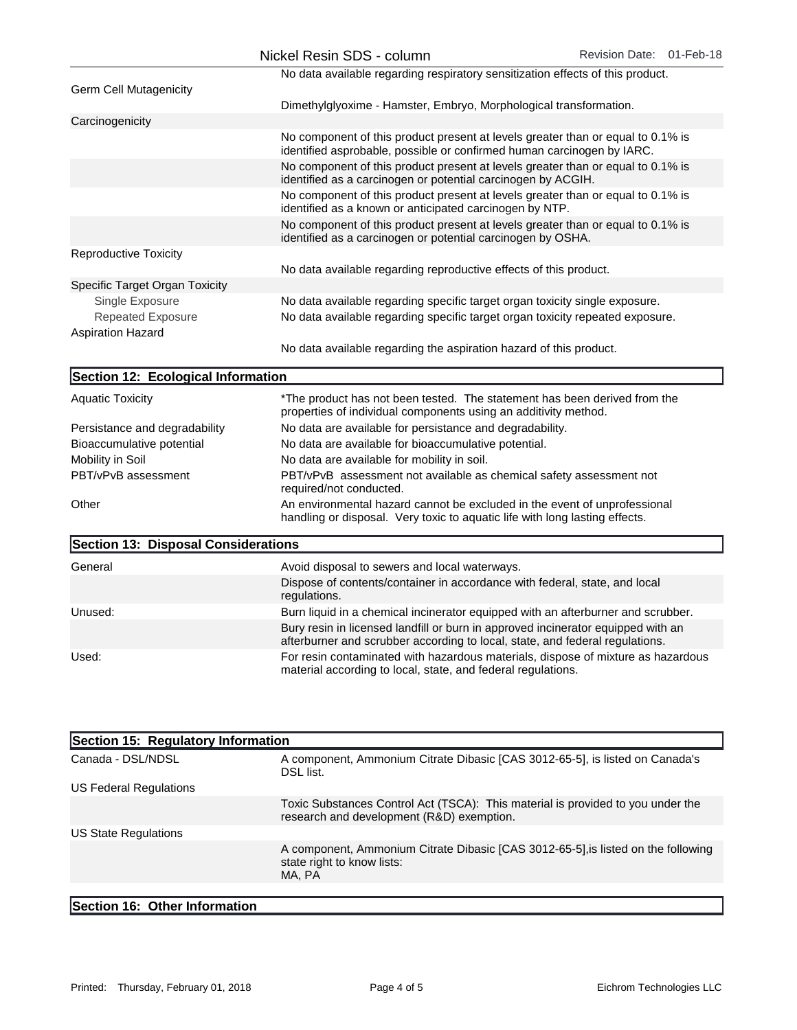| | |
|---|---|
| | No data available regarding respiratory sensitization effects of this product. |
| Germ Cell Mutagenicity | |
| | Dimethylglyoxime - Hamster, Embryo, Morphological transformation. |
| Carcinogenicity | |
| | No component of this product present at levels greater than or equal to 0.1% is identified asprobable, possible or confirmed human carcinogen by IARC. |
| | No component of this product present at levels greater than or equal to 0.1% is identified as a carcinogen or potential carcinogen by ACGIH. |
| | No component of this product present at levels greater than or equal to 0.1% is identified as a known or anticipated carcinogen by NTP. |
| | No component of this product present at levels greater than or equal to 0.1% is identified as a carcinogen or potential carcinogen by OSHA. |
| Reproductive Toxicity | |
| | No data available regarding reproductive effects of this product. |
| Specific Target Organ Toxicity | |
| Single Exposure | No data available regarding specific target organ toxicity single exposure. |
| Repeated Exposure | No data available regarding specific target organ toxicity repeated exposure. |
| Aspiration Hazard | |
| | No data available regarding the aspiration hazard of this product. |

## Section 12: Ecological Information

| | |
|---|---|
| Aquatic Toxicity | *The product has not been tested. The statement has been derived from the properties of individual components using an additivity method. |
| Persistance and degradability | No data are available for persistance and degradability. |
| Bioaccumulative potential | No data are available for bioaccumulative potential. |
| Mobility in Soil | No data are available for mobility in soil. |
| PBT/vPvB assessment | PBT/vPvB assessment not available as chemical safety assessment not required/not conducted. |
| Other | An environmental hazard cannot be excluded in the event of unprofessional handling or disposal. Very toxic to aquatic life with long lasting effects. |

## Section 13: Disposal Considerations

| | |
|---|---|
| General | Avoid disposal to sewers and local waterways. |
| | Dispose of contents/container in accordance with federal, state, and local regulations. |
| Unused: | Burn liquid in a chemical incinerator equipped with an afterburner and scrubber. |
| | Bury resin in licensed landfill or burn in approved incinerator equipped with an afterburner and scrubber according to local, state, and federal regulations. |
| Used: | For resin contaminated with hazardous materials, dispose of mixture as hazardous material according to local, state, and federal regulations. |

## Section 15: Regulatory Information

| | |
|---|---|
| Canada - DSL/NDSL | A component, Ammonium Citrate Dibasic [CAS 3012-65-5], is listed on Canada's DSL list. |
| US Federal Regulations | |
| | Toxic Substances Control Act (TSCA): This material is provided to you under the research and development (R&D) exemption. |
| US State Regulations | |
| | A component, Ammonium Citrate Dibasic [CAS 3012-65-5],is listed on the following state right to know lists:<br>MA, PA |

## Section 16: Other Information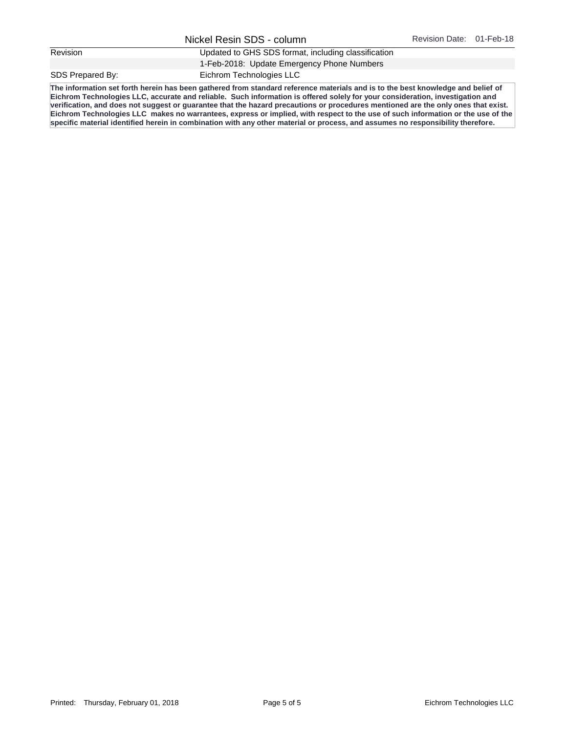| | |
|---|---|
| Revision | Updated to GHS SDS format, including classification |
| | 1-Feb-2018: Update Emergency Phone Numbers |
| SDS Prepared By: | Eichrom Technologies LLC |

**The information set forth herein has been gathered from standard reference materials and is to the best knowledge and belief of Eichrom Technologies LLC, accurate and reliable. Such information is offered solely for your consideration, investigation and verification, and does not suggest or guarantee that the hazard precautions or procedures mentioned are the only ones that exist. Eichrom Technologies LLC makes no warrantees, express or implied, with respect to the use of such information or the use of the specific material identified herein in combination with any other material or process, and assumes no responsibility therefore.**